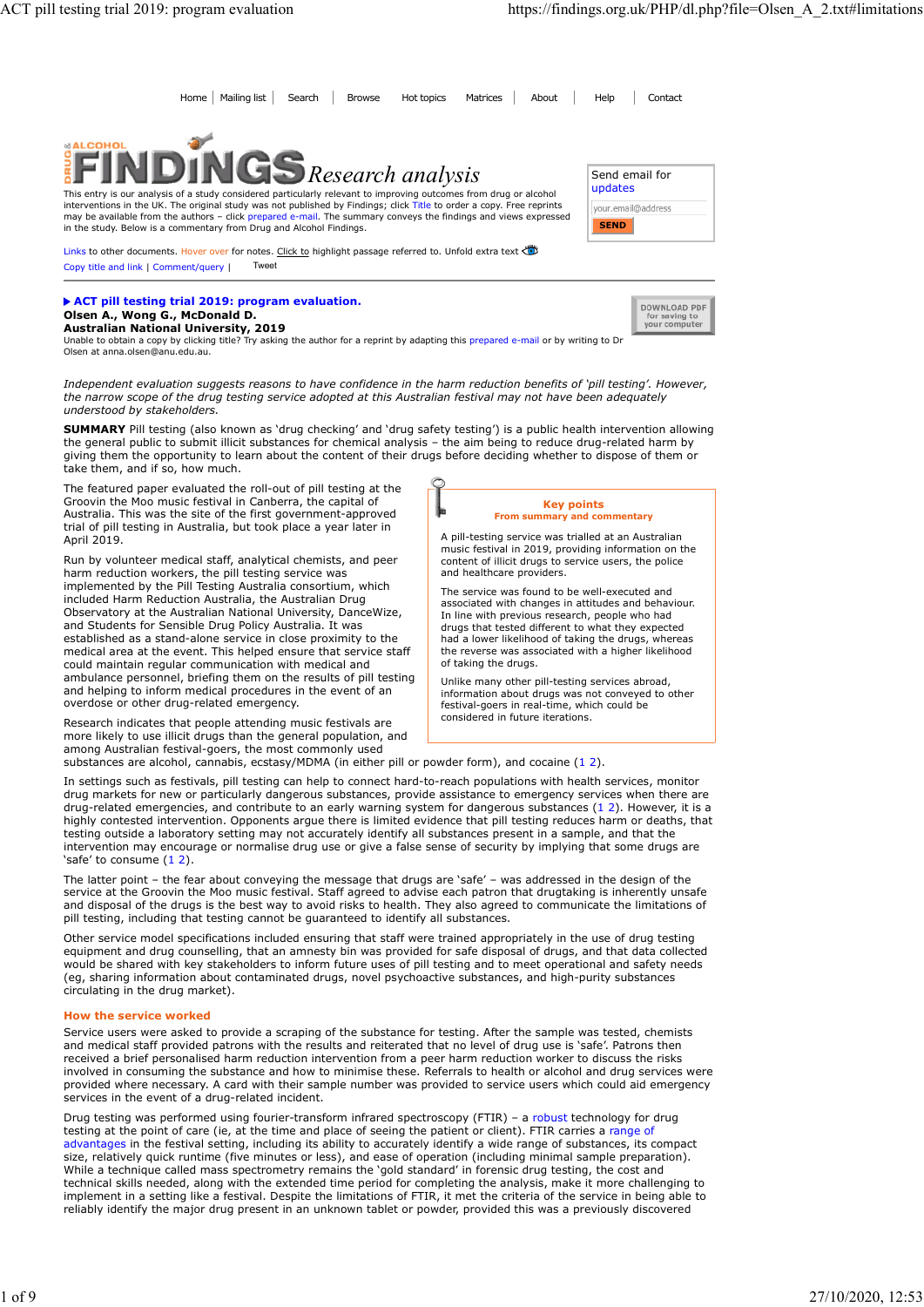Home | Mailing list | Search | Browse | Hot topics | Matrices | About | Help | Contact

# DRUG & ALCOHOL FINDINGS *Research analysis*

This entry is our analysis of a study considered particularly relevant to improving outcomes from drug or alcohol interventions in the UK. The original study was not published by Findings; click Title to order a copy. Free reprints may be available from the authors – click prepared e-mail. The summary conveys the findings and views expressed in the study. Below is a commentary from Drug and Alcohol Findings.

Send email for updates

your.email@address

SEND

Links to other documents. Hover over for notes. Click to highlight passage referred to. Unfold extra text

Copy title and link | Comment/query | Tweet

## ▶ ACT pill testing trial 2019: program evaluation.

**Olsen A., Wong G., McDonald D.**
**Australian National University, 2019**

Unable to obtain a copy by clicking title? Try asking the author for a reprint by adapting this prepared e-mail or by writing to Dr Olsen at anna.olsen@anu.edu.au.

DOWNLOAD PDF for saving to your computer

*Independent evaluation suggests reasons to have confidence in the harm reduction benefits of 'pill testing'. However, the narrow scope of the drug testing service adopted at this Australian festival may not have been adequately understood by stakeholders.*

**SUMMARY** Pill testing (also known as 'drug checking' and 'drug safety testing') is a public health intervention allowing the general public to submit illicit substances for chemical analysis – the aim being to reduce drug-related harm by giving them the opportunity to learn about the content of their drugs before deciding whether to dispose of them or take them, and if so, how much.

The featured paper evaluated the roll-out of pill testing at the Groovin the Moo music festival in Canberra, the capital of Australia. This was the site of the first government-approved trial of pill testing in Australia, but took place a year later in April 2019.

Run by volunteer medical staff, analytical chemists, and peer harm reduction workers, the pill testing service was implemented by the Pill Testing Australia consortium, which included Harm Reduction Australia, the Australian Drug Observatory at the Australian National University, DanceWize, and Students for Sensible Drug Policy Australia. It was established as a stand-alone service in close proximity to the medical area at the event. This helped ensure that service staff could maintain regular communication with medical and ambulance personnel, briefing them on the results of pill testing and helping to inform medical procedures in the event of an overdose or other drug-related emergency.

Research indicates that people attending music festivals are more likely to use illicit drugs than the general population, and among Australian festival-goers, the most commonly used substances are alcohol, cannabis, ecstasy/MDMA (in either pill or powder form), and cocaine (1 2).

> **Key points**
> **From summary and commentary**
>
> A pill-testing service was trialled at an Australian music festival in 2019, providing information on the content of illicit drugs to service users, the police and healthcare providers.
>
> The service was found to be well-executed and associated with changes in attitudes and behaviour. In line with previous research, people who had drugs that tested different to what they expected had a lower likelihood of taking the drugs, whereas the reverse was associated with a higher likelihood of taking the drugs.
>
> Unlike many other pill-testing services abroad, information about drugs was not conveyed to other festival-goers in real-time, which could be considered in future iterations.

In settings such as festivals, pill testing can help to connect hard-to-reach populations with health services, monitor drug markets for new or particularly dangerous substances, provide assistance to emergency services when there are drug-related emergencies, and contribute to an early warning system for dangerous substances (1 2). However, it is a highly contested intervention. Opponents argue there is limited evidence that pill testing reduces harm or deaths, that testing outside a laboratory setting may not accurately identify all substances present in a sample, and that the intervention may encourage or normalise drug use or give a false sense of security by implying that some drugs are 'safe' to consume (1 2).

The latter point – the fear about conveying the message that drugs are 'safe' – was addressed in the design of the service at the Groovin the Moo music festival. Staff agreed to advise each patron that drugtaking is inherently unsafe and disposal of the drugs is the best way to avoid risks to health. They also agreed to communicate the limitations of pill testing, including that testing cannot be guaranteed to identify all substances.

Other service model specifications included ensuring that staff were trained appropriately in the use of drug testing equipment and drug counselling, that an amnesty bin was provided for safe disposal of drugs, and that data collected would be shared with key stakeholders to inform future uses of pill testing and to meet operational and safety needs (eg, sharing information about contaminated drugs, novel psychoactive substances, and high-purity substances circulating in the drug market).

### How the service worked

Service users were asked to provide a scraping of the substance for testing. After the sample was tested, chemists and medical staff provided patrons with the results and reiterated that no level of drug use is 'safe'. Patrons then received a brief personalised harm reduction intervention from a peer harm reduction worker to discuss the risks involved in consuming the substance and how to minimise these. Referrals to health or alcohol and drug services were provided where necessary. A card with their sample number was provided to service users which could aid emergency services in the event of a drug-related incident.

Drug testing was performed using fourier-transform infrared spectroscopy (FTIR) – a robust technology for drug testing at the point of care (ie, at the time and place of seeing the patient or client). FTIR carries a range of advantages in the festival setting, including its ability to accurately identify a wide range of substances, its compact size, relatively quick runtime (five minutes or less), and ease of operation (including minimal sample preparation). While a technique called mass spectrometry remains the 'gold standard' in forensic drug testing, the cost and technical skills needed, along with the extended time period for completing the analysis, make it more challenging to implement in a setting like a festival. Despite the limitations of FTIR, it met the criteria of the service in being able to reliably identify the major drug present in an unknown tablet or powder, provided this was a previously discovered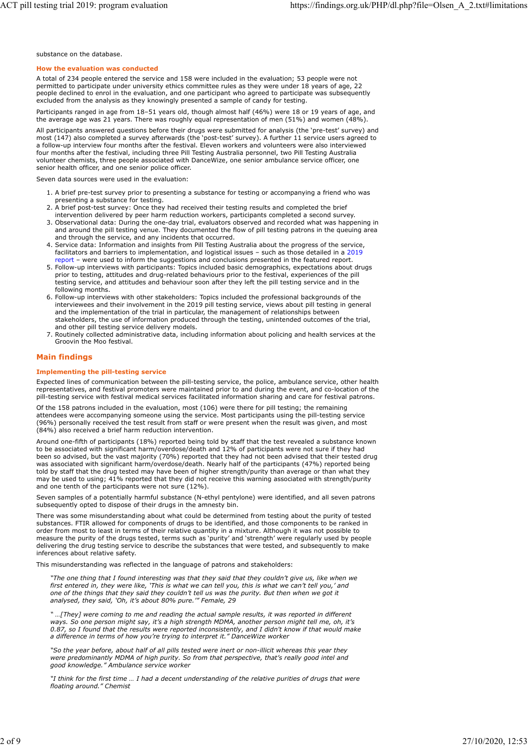substance on the database.

### How the evaluation was conducted

A total of 234 people entered the service and 158 were included in the evaluation; 53 people were not permitted to participate under university ethics committee rules as they were under 18 years of age, 22 people declined to enrol in the evaluation, and one participant who agreed to participate was subsequently excluded from the analysis as they knowingly presented a sample of candy for testing.

Participants ranged in age from 18–51 years old, though almost half (46%) were 18 or 19 years of age, and the average age was 21 years. There was roughly equal representation of men (51%) and women (48%).

All participants answered questions before their drugs were submitted for analysis (the 'pre-test' survey) and most (147) also completed a survey afterwards (the 'post-test' survey). A further 11 service users agreed to a follow-up interview four months after the festival. Eleven workers and volunteers were also interviewed four months after the festival, including three Pill Testing Australia personnel, two Pill Testing Australia volunteer chemists, three people associated with DanceWize, one senior ambulance service officer, one senior health officer, and one senior police officer.

Seven data sources were used in the evaluation:

1. A brief pre-test survey prior to presenting a substance for testing or accompanying a friend who was presenting a substance for testing.
2. A brief post-test survey: Once they had received their testing results and completed the brief intervention delivered by peer harm reduction workers, participants completed a second survey.
3. Observational data: During the one-day trial, evaluators observed and recorded what was happening in and around the pill testing venue. They documented the flow of pill testing patrons in the queuing area and through the service, and any incidents that occurred.
4. Service data: Information and insights from Pill Testing Australia about the progress of the service, facilitators and barriers to implementation, and logistical issues – such as those detailed in a 2019 report – were used to inform the suggestions and conclusions presented in the featured report.
5. Follow-up interviews with participants: Topics included basic demographics, expectations about drugs prior to testing, attitudes and drug-related behaviours prior to the festival, experiences of the pill testing service, and attitudes and behaviour soon after they left the pill testing service and in the following months.
6. Follow-up interviews with other stakeholders: Topics included the professional backgrounds of the interviewees and their involvement in the 2019 pill testing service, views about pill testing in general and the implementation of the trial in particular, the management of relationships between stakeholders, the use of information produced through the testing, unintended outcomes of the trial, and other pill testing service delivery models.
7. Routinely collected administrative data, including information about policing and health services at the Groovin the Moo festival.

## Main findings

### Implementing the pill-testing service

Expected lines of communication between the pill-testing service, the police, ambulance service, other health representatives, and festival promoters were maintained prior to and during the event, and co-location of the pill-testing service with festival medical services facilitated information sharing and care for festival patrons.

Of the 158 patrons included in the evaluation, most (106) were there for pill testing; the remaining attendees were accompanying someone using the service. Most participants using the pill-testing service (96%) personally received the test result from staff or were present when the result was given, and most (84%) also received a brief harm reduction intervention.

Around one-fifth of participants (18%) reported being told by staff that the test revealed a substance known to be associated with significant harm/overdose/death and 12% of participants were not sure if they had been so advised, but the vast majority (70%) reported that they had not been advised that their tested drug was associated with significant harm/overdose/death. Nearly half of the participants (47%) reported being told by staff that the drug tested may have been of higher strength/purity than average or than what they may be used to using; 41% reported that they did not receive this warning associated with strength/purity and one tenth of the participants were not sure (12%).

Seven samples of a potentially harmful substance (N-ethyl pentylone) were identified, and all seven patrons subsequently opted to dispose of their drugs in the amnesty bin.

There was some misunderstanding about what could be determined from testing about the purity of tested substances. FTIR allowed for components of drugs to be identified, and those components to be ranked in order from most to least in terms of their relative quantity in a mixture. Although it was not possible to measure the purity of the drugs tested, terms such as 'purity' and 'strength' were regularly used by people delivering the drug testing service to describe the substances that were tested, and subsequently to make inferences about relative safety.

This misunderstanding was reflected in the language of patrons and stakeholders:

> *"The one thing that I found interesting was that they said that they couldn't give us, like when we first entered in, they were like, 'This is what we can tell you, this is what we can't tell you,' and one of the things that they said they couldn't tell us was the purity. But then when we got it analysed, they said, 'Oh, it's about 80% pure.'" Female, 29*

> *" …[They] were coming to me and reading the actual sample results, it was reported in different ways. So one person might say, it's a high strength MDMA, another person might tell me, oh, it's 0.87, so I found that the results were reported inconsistently, and I didn't know if that would make a difference in terms of how you're trying to interpret it." DanceWize worker*

> *"So the year before, about half of all pills tested were inert or non-illicit whereas this year they were predominantly MDMA of high purity. So from that perspective, that's really good intel and good knowledge." Ambulance service worker*

> *"I think for the first time … I had a decent understanding of the relative purities of drugs that were floating around." Chemist*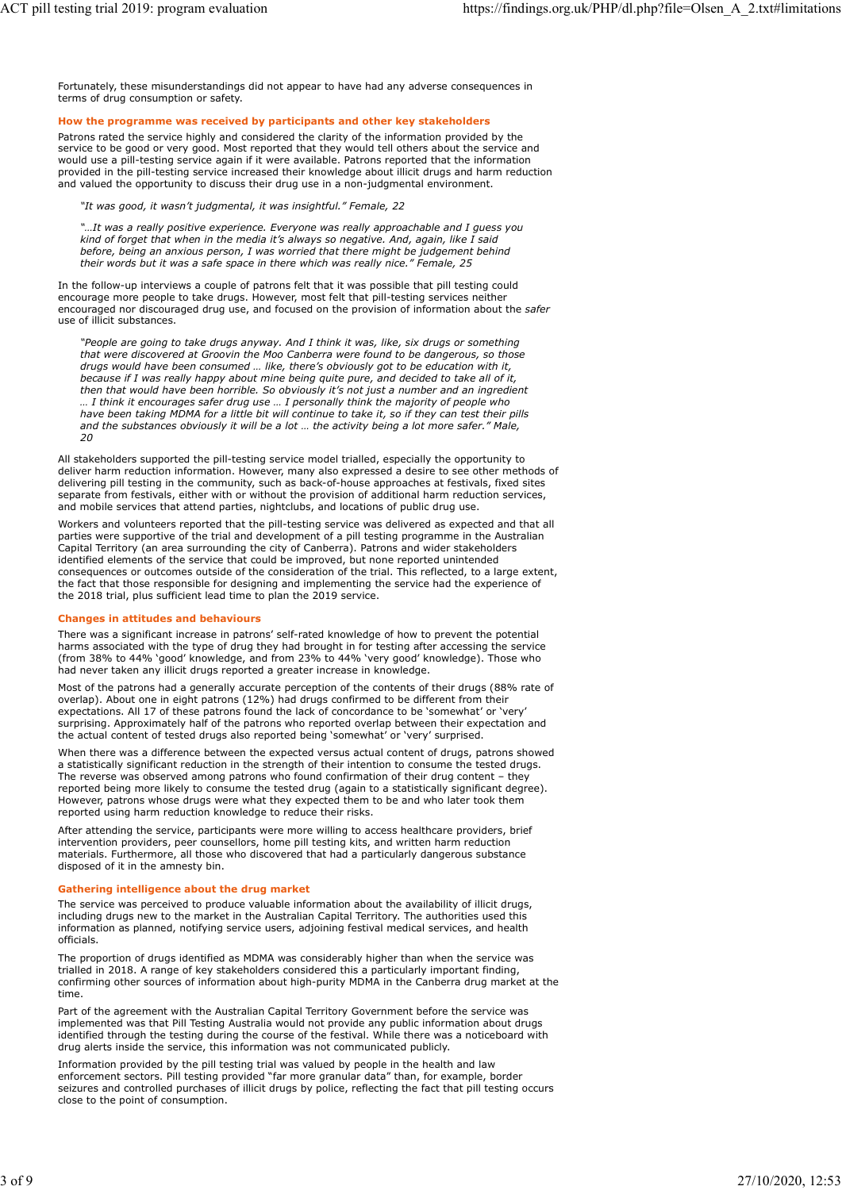Fortunately, these misunderstandings did not appear to have had any adverse consequences in terms of drug consumption or safety.

### How the programme was received by participants and other key stakeholders

Patrons rated the service highly and considered the clarity of the information provided by the service to be good or very good. Most reported that they would tell others about the service and would use a pill-testing service again if it were available. Patrons reported that the information provided in the pill-testing service increased their knowledge about illicit drugs and harm reduction and valued the opportunity to discuss their drug use in a non-judgmental environment.

> *"It was good, it wasn't judgmental, it was insightful." Female, 22*

> *"…It was a really positive experience. Everyone was really approachable and I guess you kind of forget that when in the media it's always so negative. And, again, like I said before, being an anxious person, I was worried that there might be judgement behind their words but it was a safe space in there which was really nice." Female, 25*

In the follow-up interviews a couple of patrons felt that it was possible that pill testing could encourage more people to take drugs. However, most felt that pill-testing services neither encouraged nor discouraged drug use, and focused on the provision of information about the *safer* use of illicit substances.

> *"People are going to take drugs anyway. And I think it was, like, six drugs or something that were discovered at Groovin the Moo Canberra were found to be dangerous, so those drugs would have been consumed … like, there's obviously got to be education with it, because if I was really happy about mine being quite pure, and decided to take all of it, then that would have been horrible. So obviously it's not just a number and an ingredient … I think it encourages safer drug use … I personally think the majority of people who have been taking MDMA for a little bit will continue to take it, so if they can test their pills and the substances obviously it will be a lot … the activity being a lot more safer." Male, 20*

All stakeholders supported the pill-testing service model trialled, especially the opportunity to deliver harm reduction information. However, many also expressed a desire to see other methods of delivering pill testing in the community, such as back-of-house approaches at festivals, fixed sites separate from festivals, either with or without the provision of additional harm reduction services, and mobile services that attend parties, nightclubs, and locations of public drug use.

Workers and volunteers reported that the pill-testing service was delivered as expected and that all parties were supportive of the trial and development of a pill testing programme in the Australian Capital Territory (an area surrounding the city of Canberra). Patrons and wider stakeholders identified elements of the service that could be improved, but none reported unintended consequences or outcomes outside of the consideration of the trial. This reflected, to a large extent, the fact that those responsible for designing and implementing the service had the experience of the 2018 trial, plus sufficient lead time to plan the 2019 service.

### Changes in attitudes and behaviours

There was a significant increase in patrons' self-rated knowledge of how to prevent the potential harms associated with the type of drug they had brought in for testing after accessing the service (from 38% to 44% 'good' knowledge, and from 23% to 44% 'very good' knowledge). Those who had never taken any illicit drugs reported a greater increase in knowledge.

Most of the patrons had a generally accurate perception of the contents of their drugs (88% rate of overlap). About one in eight patrons (12%) had drugs confirmed to be different from their expectations. All 17 of these patrons found the lack of concordance to be 'somewhat' or 'very' surprising. Approximately half of the patrons who reported overlap between their expectation and the actual content of tested drugs also reported being 'somewhat' or 'very' surprised.

When there was a difference between the expected versus actual content of drugs, patrons showed a statistically significant reduction in the strength of their intention to consume the tested drugs. The reverse was observed among patrons who found confirmation of their drug content – they reported being more likely to consume the tested drug (again to a statistically significant degree). However, patrons whose drugs were what they expected them to be and who later took them reported using harm reduction knowledge to reduce their risks.

After attending the service, participants were more willing to access healthcare providers, brief intervention providers, peer counsellors, home pill testing kits, and written harm reduction materials. Furthermore, all those who discovered that had a particularly dangerous substance disposed of it in the amnesty bin.

### Gathering intelligence about the drug market

The service was perceived to produce valuable information about the availability of illicit drugs, including drugs new to the market in the Australian Capital Territory. The authorities used this information as planned, notifying service users, adjoining festival medical services, and health officials.

The proportion of drugs identified as MDMA was considerably higher than when the service was trialled in 2018. A range of key stakeholders considered this a particularly important finding, confirming other sources of information about high-purity MDMA in the Canberra drug market at the time.

Part of the agreement with the Australian Capital Territory Government before the service was implemented was that Pill Testing Australia would not provide any public information about drugs identified through the testing during the course of the festival. While there was a noticeboard with drug alerts inside the service, this information was not communicated publicly.

Information provided by the pill testing trial was valued by people in the health and law enforcement sectors. Pill testing provided "far more granular data" than, for example, border seizures and controlled purchases of illicit drugs by police, reflecting the fact that pill testing occurs close to the point of consumption.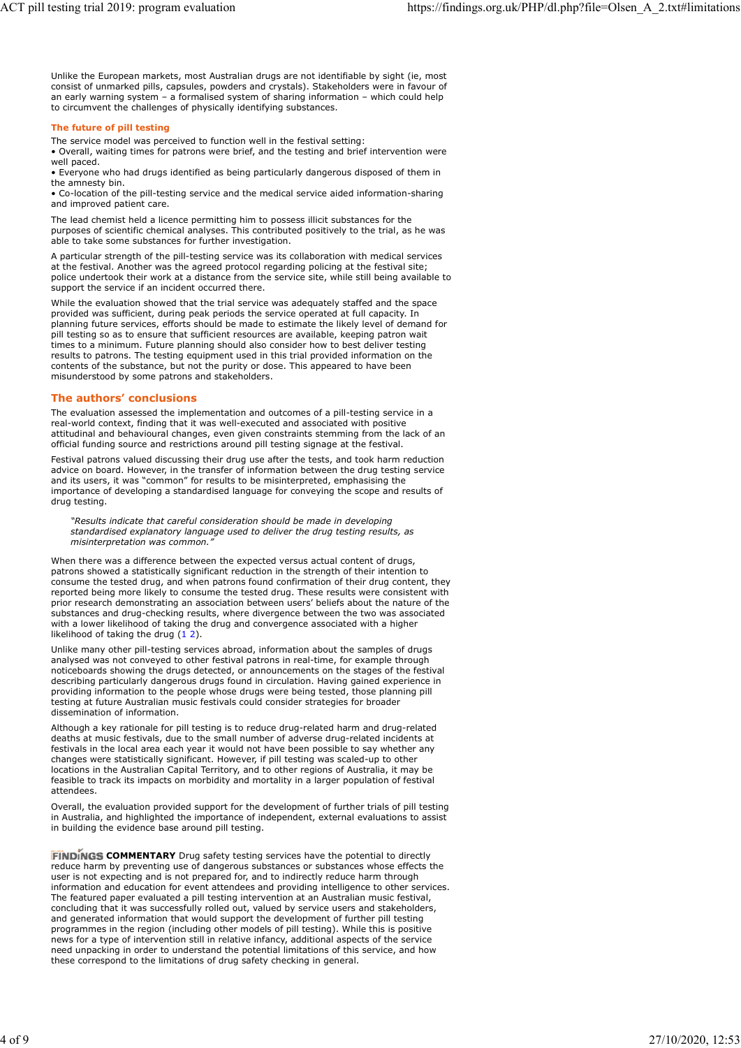Unlike the European markets, most Australian drugs are not identifiable by sight (ie, most consist of unmarked pills, capsules, powders and crystals). Stakeholders were in favour of an early warning system – a formalised system of sharing information – which could help to circumvent the challenges of physically identifying substances.

### The future of pill testing

The service model was perceived to function well in the festival setting:

- Overall, waiting times for patrons were brief, and the testing and brief intervention were well paced.
- Everyone who had drugs identified as being particularly dangerous disposed of them in the amnesty bin.
- Co-location of the pill-testing service and the medical service aided information-sharing and improved patient care.

The lead chemist held a licence permitting him to possess illicit substances for the purposes of scientific chemical analyses. This contributed positively to the trial, as he was able to take some substances for further investigation.

A particular strength of the pill-testing service was its collaboration with medical services at the festival. Another was the agreed protocol regarding policing at the festival site; police undertook their work at a distance from the service site, while still being available to support the service if an incident occurred there.

While the evaluation showed that the trial service was adequately staffed and the space provided was sufficient, during peak periods the service operated at full capacity. In planning future services, efforts should be made to estimate the likely level of demand for pill testing so as to ensure that sufficient resources are available, keeping patron wait times to a minimum. Future planning should also consider how to best deliver testing results to patrons. The testing equipment used in this trial provided information on the contents of the substance, but not the purity or dose. This appeared to have been misunderstood by some patrons and stakeholders.

## The authors' conclusions

The evaluation assessed the implementation and outcomes of a pill-testing service in a real-world context, finding that it was well-executed and associated with positive attitudinal and behavioural changes, even given constraints stemming from the lack of an official funding source and restrictions around pill testing signage at the festival.

Festival patrons valued discussing their drug use after the tests, and took harm reduction advice on board. However, in the transfer of information between the drug testing service and its users, it was "common" for results to be misinterpreted, emphasising the importance of developing a standardised language for conveying the scope and results of drug testing.

> *"Results indicate that careful consideration should be made in developing standardised explanatory language used to deliver the drug testing results, as misinterpretation was common."*

When there was a difference between the expected versus actual content of drugs, patrons showed a statistically significant reduction in the strength of their intention to consume the tested drug, and when patrons found confirmation of their drug content, they reported being more likely to consume the tested drug. These results were consistent with prior research demonstrating an association between users' beliefs about the nature of the substances and drug-checking results, where divergence between the two was associated with a lower likelihood of taking the drug and convergence associated with a higher likelihood of taking the drug (1 2).

Unlike many other pill-testing services abroad, information about the samples of drugs analysed was not conveyed to other festival patrons in real-time, for example through noticeboards showing the drugs detected, or announcements on the stages of the festival describing particularly dangerous drugs found in circulation. Having gained experience in providing information to the people whose drugs were being tested, those planning pill testing at future Australian music festivals could consider strategies for broader dissemination of information.

Although a key rationale for pill testing is to reduce drug-related harm and drug-related deaths at music festivals, due to the small number of adverse drug-related incidents at festivals in the local area each year it would not have been possible to say whether any changes were statistically significant. However, if pill testing was scaled-up to other locations in the Australian Capital Territory, and to other regions of Australia, it may be feasible to track its impacts on morbidity and mortality in a larger population of festival attendees.

Overall, the evaluation provided support for the development of further trials of pill testing in Australia, and highlighted the importance of independent, external evaluations to assist in building the evidence base around pill testing.

**FINDINGS COMMENTARY** Drug safety testing services have the potential to directly reduce harm by preventing use of dangerous substances or substances whose effects the user is not expecting and is not prepared for, and to indirectly reduce harm through information and education for event attendees and providing intelligence to other services. The featured paper evaluated a pill testing intervention at an Australian music festival, concluding that it was successfully rolled out, valued by service users and stakeholders, and generated information that would support the development of further pill testing programmes in the region (including other models of pill testing). While this is positive news for a type of intervention still in relative infancy, additional aspects of the service need unpacking in order to understand the potential limitations of this service, and how these correspond to the limitations of drug safety checking in general.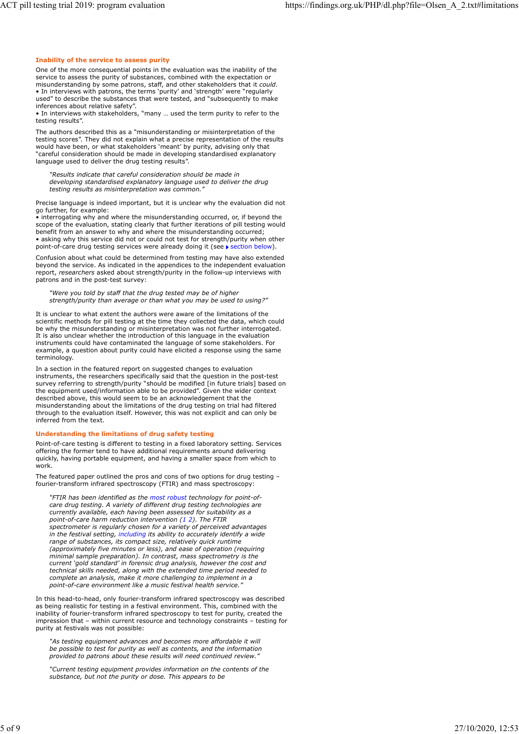### Inability of the service to assess purity

One of the more consequential points in the evaluation was the inability of the service to assess the purity of substances, combined with the expectation or misunderstanding by some patrons, staff, and other stakeholders that it *could*.

- In interviews with patrons, the terms 'purity' and 'strength' were "regularly used" to describe the substances that were tested, and "subsequently to make inferences about relative safety".
- In interviews with stakeholders, "many … used the term purity to refer to the testing results".

The authors described this as a "misunderstanding or misinterpretation of the testing scores". They did not explain what a precise representation of the results would have been, or what stakeholders 'meant' by purity, advising only that "careful consideration should be made in developing standardised explanatory language used to deliver the drug testing results".

> *"Results indicate that careful consideration should be made in developing standardised explanatory language used to deliver the drug testing results as misinterpretation was common."*

Precise language is indeed important, but it is unclear why the evaluation did not go further, for example:

- interrogating why and where the misunderstanding occurred, or, if beyond the scope of the evaluation, stating clearly that further iterations of pill testing would benefit from an answer to why and where the misunderstanding occurred;
- asking why this service did not or could not test for strength/purity when other point-of-care drug testing services were already doing it (see ▸ section below).

Confusion about what could be determined from testing may have also extended beyond the service. As indicated in the appendices to the independent evaluation report, *researchers* asked about strength/purity in the follow-up interviews with patrons and in the post-test survey:

> *"Were you told by staff that the drug tested may be of higher strength/purity than average or than what you may be used to using?"*

It is unclear to what extent the authors were aware of the limitations of the scientific methods for pill testing at the time they collected the data, which could be why the misunderstanding or misinterpretation was not further interrogated. It is also unclear whether the introduction of this language in the evaluation instruments could have contaminated the language of some stakeholders. For example, a question about purity could have elicited a response using the same terminology.

In a section in the featured report on suggested changes to evaluation instruments, the researchers specifically said that the question in the post-test survey referring to strength/purity "should be modified [in future trials] based on the equipment used/information able to be provided". Given the wider context described above, this would seem to be an acknowledgement that the misunderstanding about the limitations of the drug testing on trial had filtered through to the evaluation itself. However, this was not explicit and can only be inferred from the text.

### Understanding the limitations of drug safety testing

Point-of-care testing is different to testing in a fixed laboratory setting. Services offering the former tend to have additional requirements around delivering quickly, having portable equipment, and having a smaller space from which to work.

The featured paper outlined the pros and cons of two options for drug testing – fourier-transform infrared spectroscopy (FTIR) and mass spectroscopy:

> *"FTIR has been identified as the most robust technology for point-of-care drug testing. A variety of different drug testing technologies are currently available, each having been assessed for suitability as a point-of-care harm reduction intervention (1 2). The FTIR spectrometer is regularly chosen for a variety of perceived advantages in the festival setting, including its ability to accurately identify a wide range of substances, its compact size, relatively quick runtime (approximately five minutes or less), and ease of operation (requiring minimal sample preparation). In contrast, mass spectrometry is the current 'gold standard' in forensic drug analysis, however the cost and technical skills needed, along with the extended time period needed to complete an analysis, make it more challenging to implement in a point-of-care environment like a music festival health service."*

In this head-to-head, only fourier-transform infrared spectroscopy was described as being realistic for testing in a festival environment. This, combined with the inability of fourier-transform infrared spectroscopy to test for purity, created the impression that – within current resource and technology constraints – testing for purity at festivals was not possible:

> *"As testing equipment advances and becomes more affordable it will be possible to test for purity as well as contents, and the information provided to patrons about these results will need continued review."*

> *"Current testing equipment provides information on the contents of the substance, but not the purity or dose. This appears to be*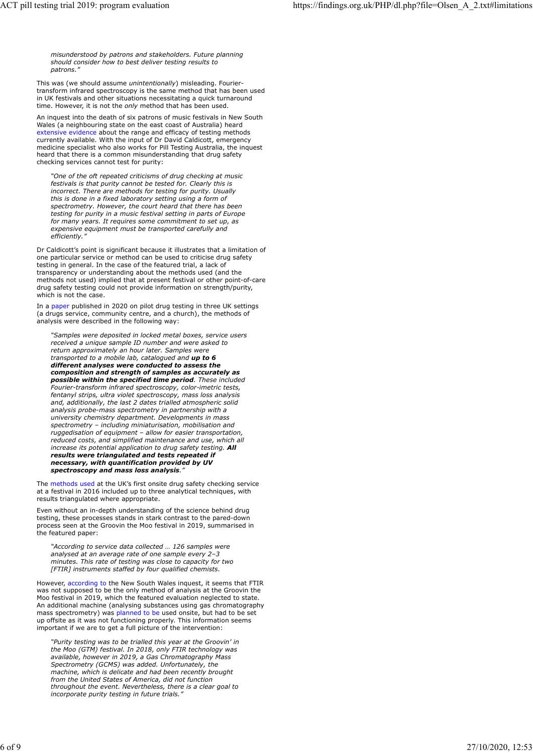> *misunderstood by patrons and stakeholders. Future planning should consider how to best deliver testing results to patrons."*

This was (we should assume *unintentionally*) misleading. Fourier-transform infrared spectroscopy is the same method that has been used in UK festivals and other situations necessitating a quick turnaround time. However, it is not the *only* method that has been used.

An inquest into the death of six patrons of music festivals in New South Wales (a neighbouring state on the east coast of Australia) heard extensive evidence about the range and efficacy of testing methods currently available. With the input of Dr David Caldicott, emergency medicine specialist who also works for Pill Testing Australia, the inquest heard that there is a common misunderstanding that drug safety checking services cannot test for purity:

> *"One of the oft repeated criticisms of drug checking at music festivals is that purity cannot be tested for. Clearly this is incorrect. There are methods for testing for purity. Usually this is done in a fixed laboratory setting using a form of spectrometry. However, the court heard that there has been testing for purity in a music festival setting in parts of Europe for many years. It requires some commitment to set up, as expensive equipment must be transported carefully and efficiently."*

Dr Caldicott's point is significant because it illustrates that a limitation of one particular service or method can be used to criticise drug safety testing in general. In the case of the featured trial, a lack of transparency or understanding about the methods used (and the methods not used) implied that at present festival or other point-of-care drug safety testing could not provide information on strength/purity, which is not the case.

In a paper published in 2020 on pilot drug testing in three UK settings (a drugs service, community centre, and a church), the methods of analysis were described in the following way:

> *"Samples were deposited in locked metal boxes, service users received a unique sample ID number and were asked to return approximately an hour later. Samples were transported to a mobile lab, catalogued and **up to 6 different analyses were conducted to assess the composition and strength of samples as accurately as possible within the specified time period**. These included Fourier-transform infrared spectroscopy, color-imetric tests, fentanyl strips, ultra violet spectroscopy, mass loss analysis and, additionally, the last 2 dates trialled atmospheric solid analysis probe-mass spectrometry in partnership with a university chemistry department. Developments in mass spectrometry – including miniaturisation, mobilisation and ruggedisation of equipment – allow for easier transportation, reduced costs, and simplified maintenance and use, which all increase its potential application to drug safety testing. **All results were triangulated and tests repeated if necessary, with quantification provided by UV spectroscopy and mass loss analysis**."*

The methods used at the UK's first onsite drug safety checking service at a festival in 2016 included up to three analytical techniques, with results triangulated where appropriate.

Even without an in-depth understanding of the science behind drug testing, these processes stands in stark contrast to the pared-down process seen at the Groovin the Moo festival in 2019, summarised in the featured paper:

> *"According to service data collected … 126 samples were analysed at an average rate of one sample every 2–3 minutes. This rate of testing was close to capacity for two [FTIR] instruments staffed by four qualified chemists.*

However, according to the New South Wales inquest, it seems that FTIR was not supposed to be the only method of analysis at the Groovin the Moo festival in 2019, which the featured evaluation neglected to state. An additional machine (analysing substances using gas chromatography mass spectrometry) was planned to be used onsite, but had to be set up offsite as it was not functioning properly. This information seems important if we are to get a full picture of the intervention:

> *"Purity testing was to be trialled this year at the Groovin' in the Moo (GTM) festival. In 2018, only FTIR technology was available, however in 2019, a Gas Chromatography Mass Spectrometry (GCMS) was added. Unfortunately, the machine, which is delicate and had been recently brought from the United States of America, did not function throughout the event. Nevertheless, there is a clear goal to incorporate purity testing in future trials."*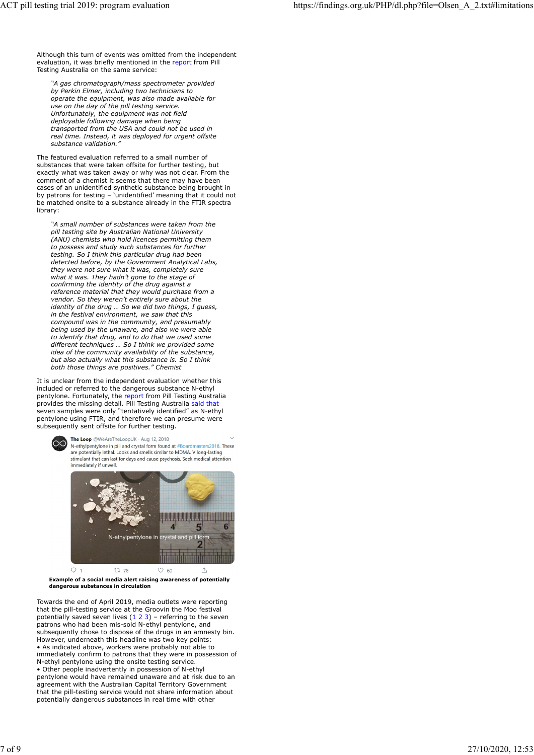Although this turn of events was omitted from the independent evaluation, it was briefly mentioned in the report from Pill Testing Australia on the same service:

> *"A gas chromatograph/mass spectrometer provided by Perkin Elmer, including two technicians to operate the equipment, was also made available for use on the day of the pill testing service. Unfortunately, the equipment was not field deployable following damage when being transported from the USA and could not be used in real time. Instead, it was deployed for urgent offsite substance validation."*

The featured evaluation referred to a small number of substances that were taken offsite for further testing, but exactly what was taken away or why was not clear. From the comment of a chemist it seems that there may have been cases of an unidentified synthetic substance being brought in by patrons for testing – 'unidentified' meaning that it could not be matched onsite to a substance already in the FTIR spectra library:

> *"A small number of substances were taken from the pill testing site by Australian National University (ANU) chemists who hold licences permitting them to possess and study such substances for further testing. So I think this particular drug had been detected before, by the Government Analytical Labs, they were not sure what it was, completely sure what it was. They hadn't gone to the stage of confirming the identity of the drug against a reference material that they would purchase from a vendor. So they weren't entirely sure about the identity of the drug … So we did two things, I guess, in the festival environment, we saw that this compound was in the community, and presumably being used by the unaware, and also we were able to identify that drug, and to do that we used some different techniques … So I think we provided some idea of the community availability of the substance, but also actually what this substance is. So I think both those things are positives." Chemist*

It is unclear from the independent evaluation whether this included or referred to the dangerous substance N-ethyl pentylone. Fortunately, the report from Pill Testing Australia provides the missing detail. Pill Testing Australia said that seven samples were only "tentatively identified" as N-ethyl pentylone using FTIR, and therefore we can presume were subsequently sent offsite for further testing.

> **The Loop** @WeAreTheLoopUK · Aug 12, 2018
> N-ethylpentylone in pill and crystal form found at #Boardmasters2018. These are potentially lethal. Looks and smells similar to MDMA. V long-lasting stimulant that can last for days and cause psychosis. Seek medical attention immediately if unwell.

**Example of a social media alert raising awareness of potentially dangerous substances in circulation**

Towards the end of April 2019, media outlets were reporting that the pill-testing service at the Groovin the Moo festival potentially saved seven lives (1 2 3) – referring to the seven patrons who had been mis-sold N-ethyl pentylone, and subsequently chose to dispose of the drugs in an amnesty bin. However, underneath this headline was two key points:

- As indicated above, workers were probably not able to immediately confirm to patrons that they were in possession of N-ethyl pentylone using the onsite testing service.
- Other people inadvertently in possession of N-ethyl pentylone would have remained unaware and at risk due to an agreement with the Australian Capital Territory Government that the pill-testing service would not share information about potentially dangerous substances in real time with other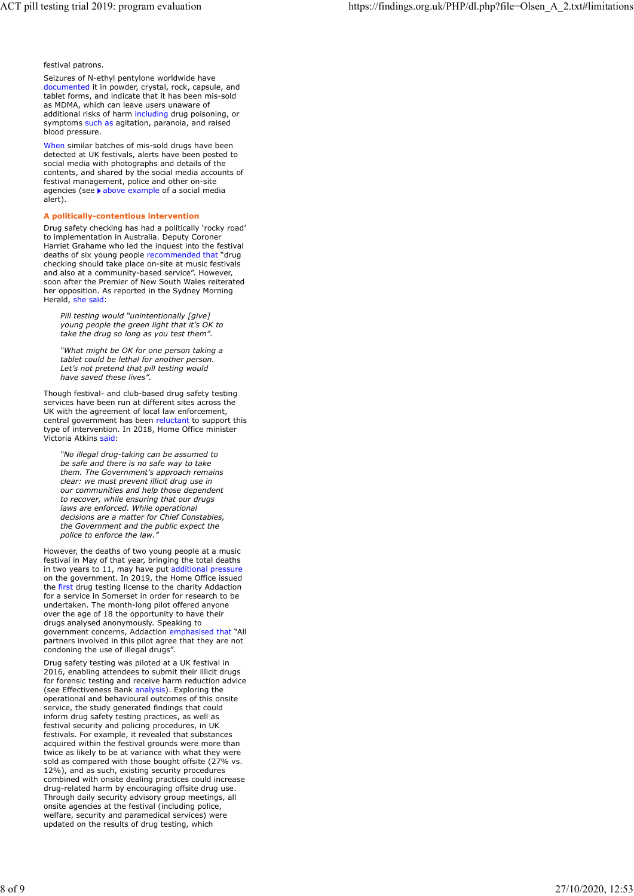festival patrons.

Seizures of N-ethyl pentylone worldwide have documented it in powder, crystal, rock, capsule, and tablet forms, and indicate that it has been mis-sold as MDMA, which can leave users unaware of additional risks of harm including drug poisoning, or symptoms such as agitation, paranoia, and raised blood pressure.

When similar batches of mis-sold drugs have been detected at UK festivals, alerts have been posted to social media with photographs and details of the contents, and shared by the social media accounts of festival management, police and other on-site agencies (see ▸ above example of a social media alert).

### A politically-contentious intervention

Drug safety checking has had a politically 'rocky road' to implementation in Australia. Deputy Coroner Harriet Grahame who led the inquest into the festival deaths of six young people recommended that "drug checking should take place on-site at music festivals and also at a community-based service". However, soon after the Premier of New South Wales reiterated her opposition. As reported in the Sydney Morning Herald, she said:

> *Pill testing would "unintentionally [give] young people the green light that it's OK to take the drug so long as you test them".*
>
> *"What might be OK for one person taking a tablet could be lethal for another person. Let's not pretend that pill testing would have saved these lives".*

Though festival- and club-based drug safety testing services have been run at different sites across the UK with the agreement of local law enforcement, central government has been reluctant to support this type of intervention. In 2018, Home Office minister Victoria Atkins said:

> *"No illegal drug-taking can be assumed to be safe and there is no safe way to take them. The Government's approach remains clear: we must prevent illicit drug use in our communities and help those dependent to recover, while ensuring that our drugs laws are enforced. While operational decisions are a matter for Chief Constables, the Government and the public expect the police to enforce the law."*

However, the deaths of two young people at a music festival in May of that year, bringing the total deaths in two years to 11, may have put additional pressure on the government. In 2019, the Home Office issued the first drug testing license to the charity Addaction for a service in Somerset in order for research to be undertaken. The month-long pilot offered anyone over the age of 18 the opportunity to have their drugs analysed anonymously. Speaking to government concerns, Addaction emphasised that "All partners involved in this pilot agree that they are not condoning the use of illegal drugs".

Drug safety testing was piloted at a UK festival in 2016, enabling attendees to submit their illicit drugs for forensic testing and receive harm reduction advice (see Effectiveness Bank analysis). Exploring the operational and behavioural outcomes of this onsite service, the study generated findings that could inform drug safety testing practices, as well as festival security and policing procedures, in UK festivals. For example, it revealed that substances acquired within the festival grounds were more than twice as likely to be at variance with what they were sold as compared with those bought offsite (27% vs. 12%), and as such, existing security procedures combined with onsite dealing practices could increase drug-related harm by encouraging offsite drug use. Through daily security advisory group meetings, all onsite agencies at the festival (including police, welfare, security and paramedical services) were updated on the results of drug testing, which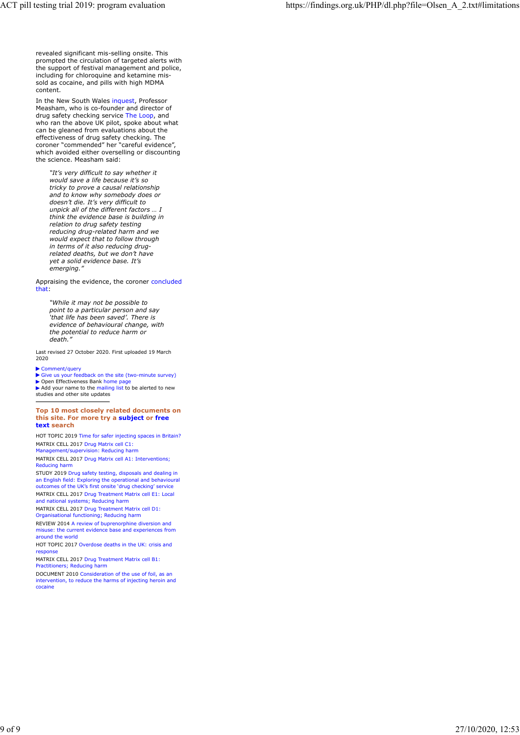revealed significant mis-selling onsite. This prompted the circulation of targeted alerts with the support of festival management and police, including for chloroquine and ketamine mis-sold as cocaine, and pills with high MDMA content.

In the New South Wales inquest, Professor Measham, who is co-founder and director of drug safety checking service The Loop, and who ran the above UK pilot, spoke about what can be gleaned from evaluations about the effectiveness of drug safety checking. The coroner "commended" her "careful evidence", which avoided either overselling or discounting the science. Measham said:

> *"It's very difficult to say whether it would save a life because it's so tricky to prove a causal relationship and to know why somebody does or doesn't die. It's very difficult to unpick all of the different factors … I think the evidence base is building in relation to drug safety testing reducing drug-related harm and we would expect that to follow through in terms of it also reducing drug-related deaths, but we don't have yet a solid evidence base. It's emerging."*

Appraising the evidence, the coroner concluded that:

> *"While it may not be possible to point to a particular person and say 'that life has been saved'. There is evidence of behavioural change, with the potential to reduce harm or death."*

Last revised 27 October 2020. First uploaded 19 March 2020

- ▶ Comment/query
- ▶ Give us your feedback on the site (two-minute survey)
- ▶ Open Effectiveness Bank home page
- ▶ Add your name to the mailing list to be alerted to new studies and other site updates

---

**Top 10 most closely related documents on this site. For more try a subject or free text search**

HOT TOPIC 2019 Time for safer injecting spaces in Britain?

MATRIX CELL 2017 Drug Matrix cell C1: Management/supervision: Reducing harm

MATRIX CELL 2017 Drug Matrix cell A1: Interventions; Reducing harm

STUDY 2019 Drug safety testing, disposals and dealing in an English field: Exploring the operational and behavioural outcomes of the UK's first onsite 'drug checking' service

MATRIX CELL 2017 Drug Treatment Matrix cell E1: Local and national systems; Reducing harm

MATRIX CELL 2017 Drug Treatment Matrix cell D1: Organisational functioning; Reducing harm

REVIEW 2014 A review of buprenorphine diversion and misuse: the current evidence base and experiences from around the world

HOT TOPIC 2017 Overdose deaths in the UK: crisis and response

MATRIX CELL 2017 Drug Treatment Matrix cell B1: Practitioners; Reducing harm

DOCUMENT 2010 Consideration of the use of foil, as an intervention, to reduce the harms of injecting heroin and cocaine